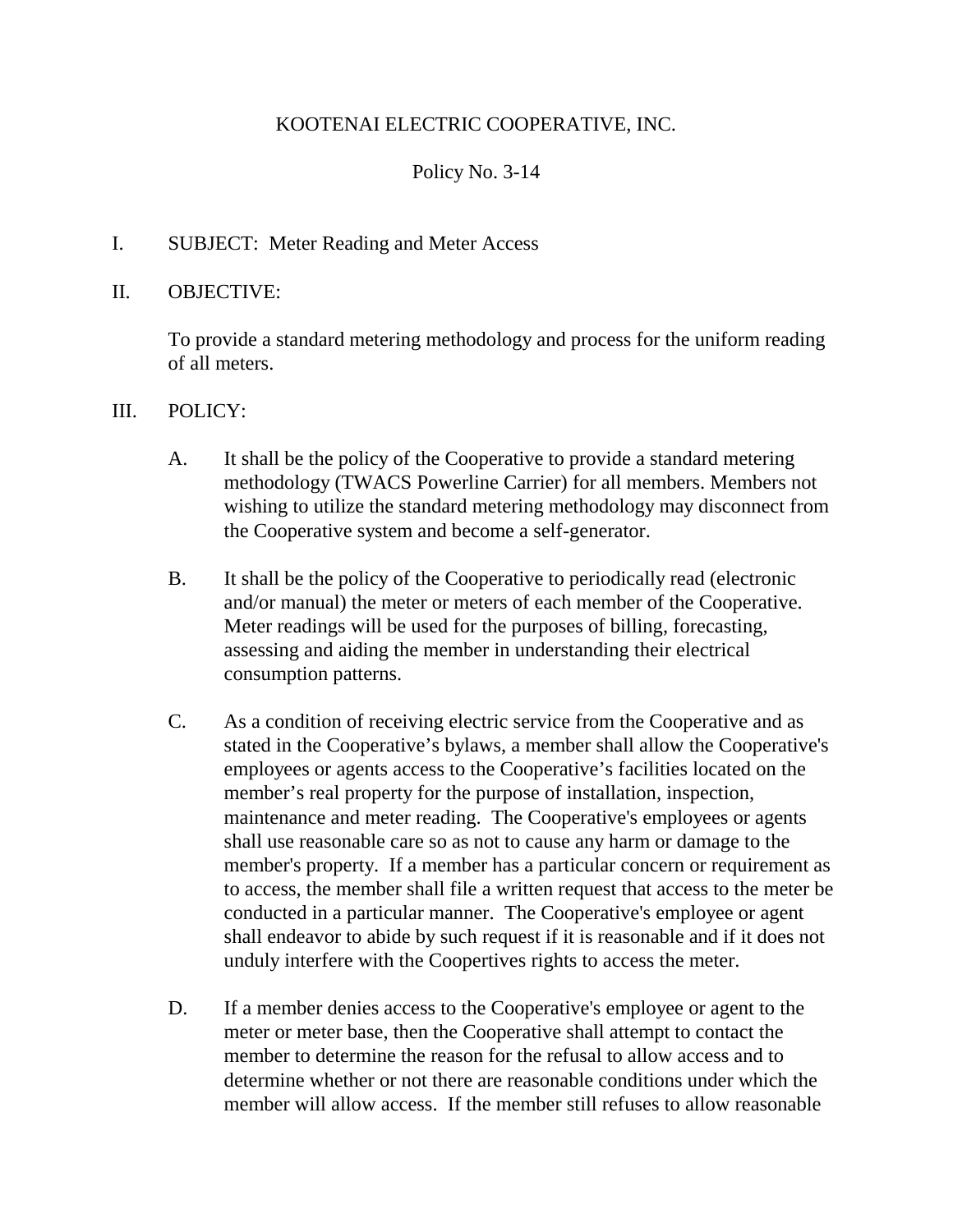KOOTENAI ELECTRIC COOPERATIVE, INC.

Policy No. 3-14

I. SUBJECT: Meter Reading and Meter Access

II. OBJECTIVE:

To provide a standard metering methodology and process for the uniform reading of all meters.

III. POLICY:

A. It shall be the policy of the Cooperative to provide a standard metering methodology (TWACS Powerline Carrier) for all members. Members not wishing to utilize the standard metering methodology may disconnect from the Cooperative system and become a self-generator.

B. It shall be the policy of the Cooperative to periodically read (electronic and/or manual) the meter or meters of each member of the Cooperative. Meter readings will be used for the purposes of billing, forecasting, assessing and aiding the member in understanding their electrical consumption patterns.

C. As a condition of receiving electric service from the Cooperative and as stated in the Cooperative's bylaws, a member shall allow the Cooperative's employees or agents access to the Cooperative's facilities located on the member's real property for the purpose of installation, inspection, maintenance and meter reading. The Cooperative's employees or agents shall use reasonable care so as not to cause any harm or damage to the member's property. If a member has a particular concern or requirement as to access, the member shall file a written request that access to the meter be conducted in a particular manner. The Cooperative's employee or agent shall endeavor to abide by such request if it is reasonable and if it does not unduly interfere with the Coopertives rights to access the meter.

D. If a member denies access to the Cooperative's employee or agent to the meter or meter base, then the Cooperative shall attempt to contact the member to determine the reason for the refusal to allow access and to determine whether or not there are reasonable conditions under which the member will allow access. If the member still refuses to allow reasonable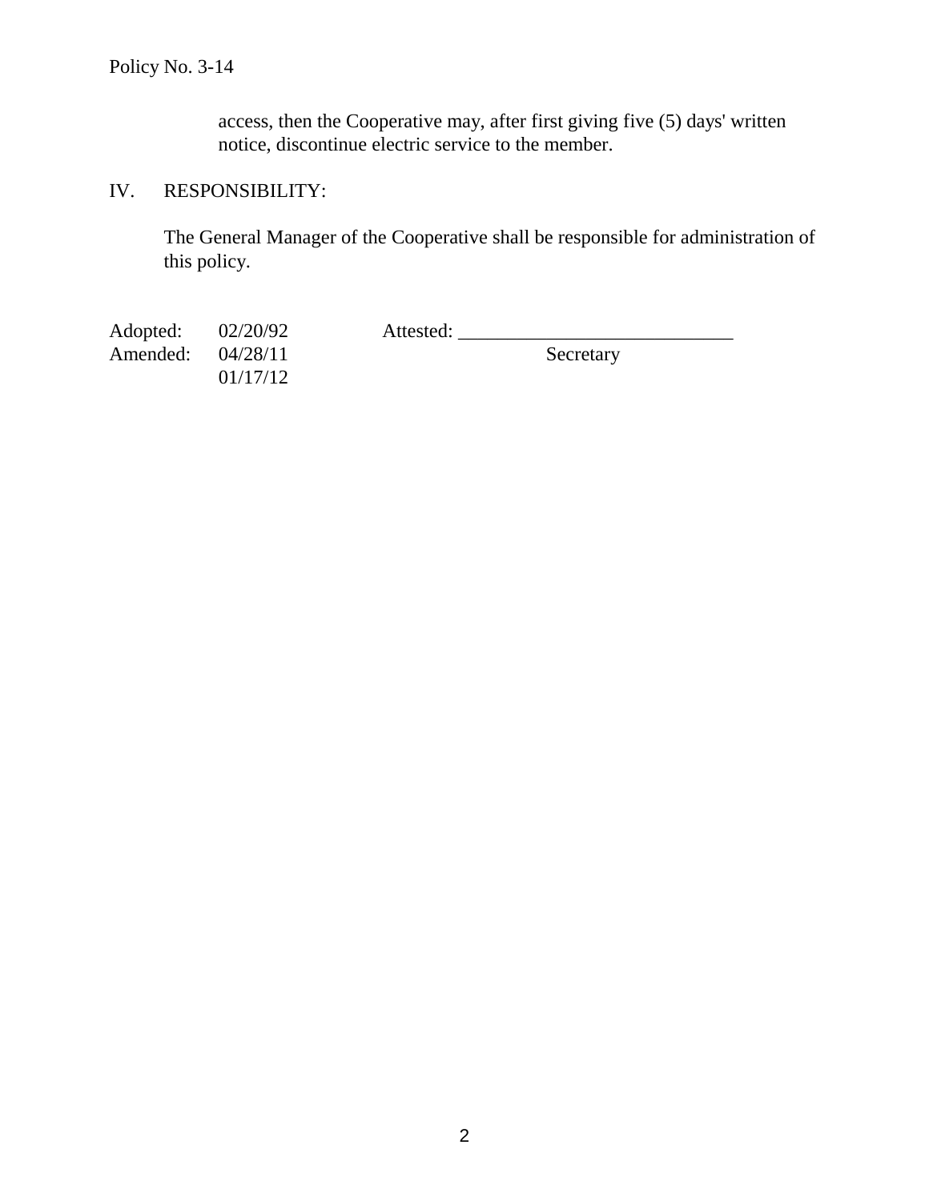access, then the Cooperative may, after first giving five (5) days' written notice, discontinue electric service to the member.

## IV. RESPONSIBILITY:

The General Manager of the Cooperative shall be responsible for administration of this policy.

| | | |
|---|---|---|
| Adopted: | 02/20/92 | Attested: ____________________________ |
| Amended: | 04/28/11 | Secretary |
| | 01/17/12 | |